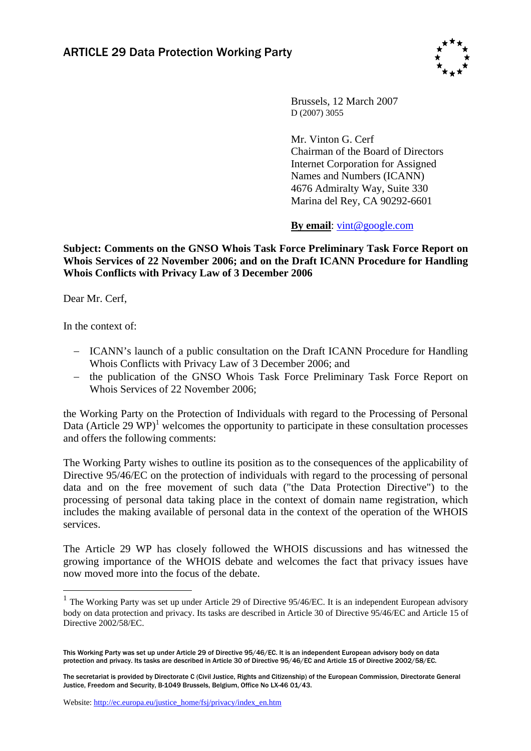# ARTICLE 29 Data Protection Working Party

Brussels, 12 March 2007
D (2007) 3055

Mr. Vinton G. Cerf
Chairman of the Board of Directors
Internet Corporation for Assigned Names and Numbers (ICANN)
4676 Admiralty Way, Suite 330
Marina del Rey, CA 90292-6601

**By email**: vint@google.com

**Subject: Comments on the GNSO Whois Task Force Preliminary Task Force Report on Whois Services of 22 November 2006; and on the Draft ICANN Procedure for Handling Whois Conflicts with Privacy Law of 3 December 2006**

Dear Mr. Cerf,

In the context of:

- ICANN's launch of a public consultation on the Draft ICANN Procedure for Handling Whois Conflicts with Privacy Law of 3 December 2006; and
- the publication of the GNSO Whois Task Force Preliminary Task Force Report on Whois Services of 22 November 2006;

the Working Party on the Protection of Individuals with regard to the Processing of Personal Data (Article 29 WP)[1] welcomes the opportunity to participate in these consultation processes and offers the following comments:

The Working Party wishes to outline its position as to the consequences of the applicability of Directive 95/46/EC on the protection of individuals with regard to the processing of personal data and on the free movement of such data ("the Data Protection Directive") to the processing of personal data taking place in the context of domain name registration, which includes the making available of personal data in the context of the operation of the WHOIS services.

The Article 29 WP has closely followed the WHOIS discussions and has witnessed the growing importance of the WHOIS debate and welcomes the fact that privacy issues have now moved more into the focus of the debate.

[1] The Working Party was set up under Article 29 of Directive 95/46/EC. It is an independent European advisory body on data protection and privacy. Its tasks are described in Article 30 of Directive 95/46/EC and Article 15 of Directive 2002/58/EC.

This Working Party was set up under Article 29 of Directive 95/46/EC. It is an independent European advisory body on data protection and privacy. Its tasks are described in Article 30 of Directive 95/46/EC and Article 15 of Directive 2002/58/EC.

The secretariat is provided by Directorate C (Civil Justice, Rights and Citizenship) of the European Commission, Directorate General Justice, Freedom and Security, B-1049 Brussels, Belgium, Office No LX-46 01/43.

Website: http://ec.europa.eu/justice_home/fsj/privacy/index_en.htm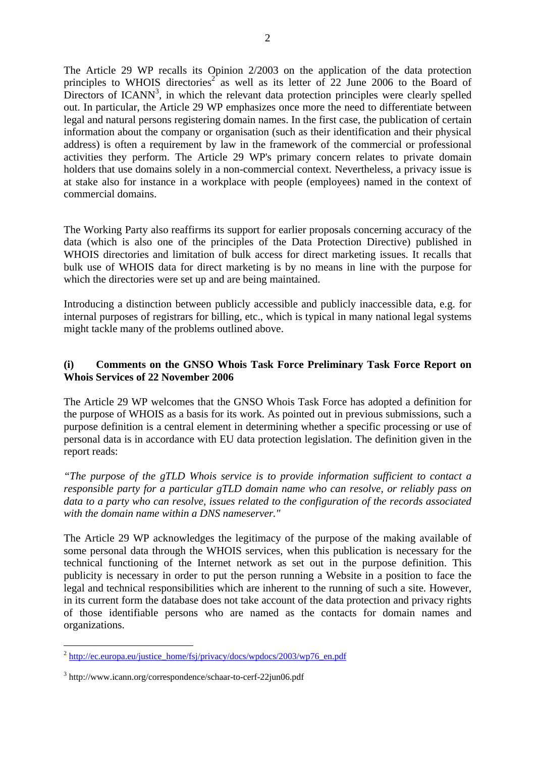The Article 29 WP recalls its Opinion 2/2003 on the application of the data protection principles to WHOIS directories[2] as well as its letter of 22 June 2006 to the Board of Directors of ICANN[3], in which the relevant data protection principles were clearly spelled out. In particular, the Article 29 WP emphasizes once more the need to differentiate between legal and natural persons registering domain names. In the first case, the publication of certain information about the company or organisation (such as their identification and their physical address) is often a requirement by law in the framework of the commercial or professional activities they perform. The Article 29 WP's primary concern relates to private domain holders that use domains solely in a non-commercial context. Nevertheless, a privacy issue is at stake also for instance in a workplace with people (employees) named in the context of commercial domains.

The Working Party also reaffirms its support for earlier proposals concerning accuracy of the data (which is also one of the principles of the Data Protection Directive) published in WHOIS directories and limitation of bulk access for direct marketing issues. It recalls that bulk use of WHOIS data for direct marketing is by no means in line with the purpose for which the directories were set up and are being maintained.

Introducing a distinction between publicly accessible and publicly inaccessible data, e.g. for internal purposes of registrars for billing, etc., which is typical in many national legal systems might tackle many of the problems outlined above.

**(i) Comments on the GNSO Whois Task Force Preliminary Task Force Report on Whois Services of 22 November 2006**

The Article 29 WP welcomes that the GNSO Whois Task Force has adopted a definition for the purpose of WHOIS as a basis for its work. As pointed out in previous submissions, such a purpose definition is a central element in determining whether a specific processing or use of personal data is in accordance with EU data protection legislation. The definition given in the report reads:

*"The purpose of the gTLD Whois service is to provide information sufficient to contact a responsible party for a particular gTLD domain name who can resolve, or reliably pass on data to a party who can resolve, issues related to the configuration of the records associated with the domain name within a DNS nameserver."*

The Article 29 WP acknowledges the legitimacy of the purpose of the making available of some personal data through the WHOIS services, when this publication is necessary for the technical functioning of the Internet network as set out in the purpose definition. This publicity is necessary in order to put the person running a Website in a position to face the legal and technical responsibilities which are inherent to the running of such a site. However, in its current form the database does not take account of the data protection and privacy rights of those identifiable persons who are named as the contacts for domain names and organizations.

---

[2] http://ec.europa.eu/justice_home/fsj/privacy/docs/wpdocs/2003/wp76_en.pdf

[3] http://www.icann.org/correspondence/schaar-to-cerf-22jun06.pdf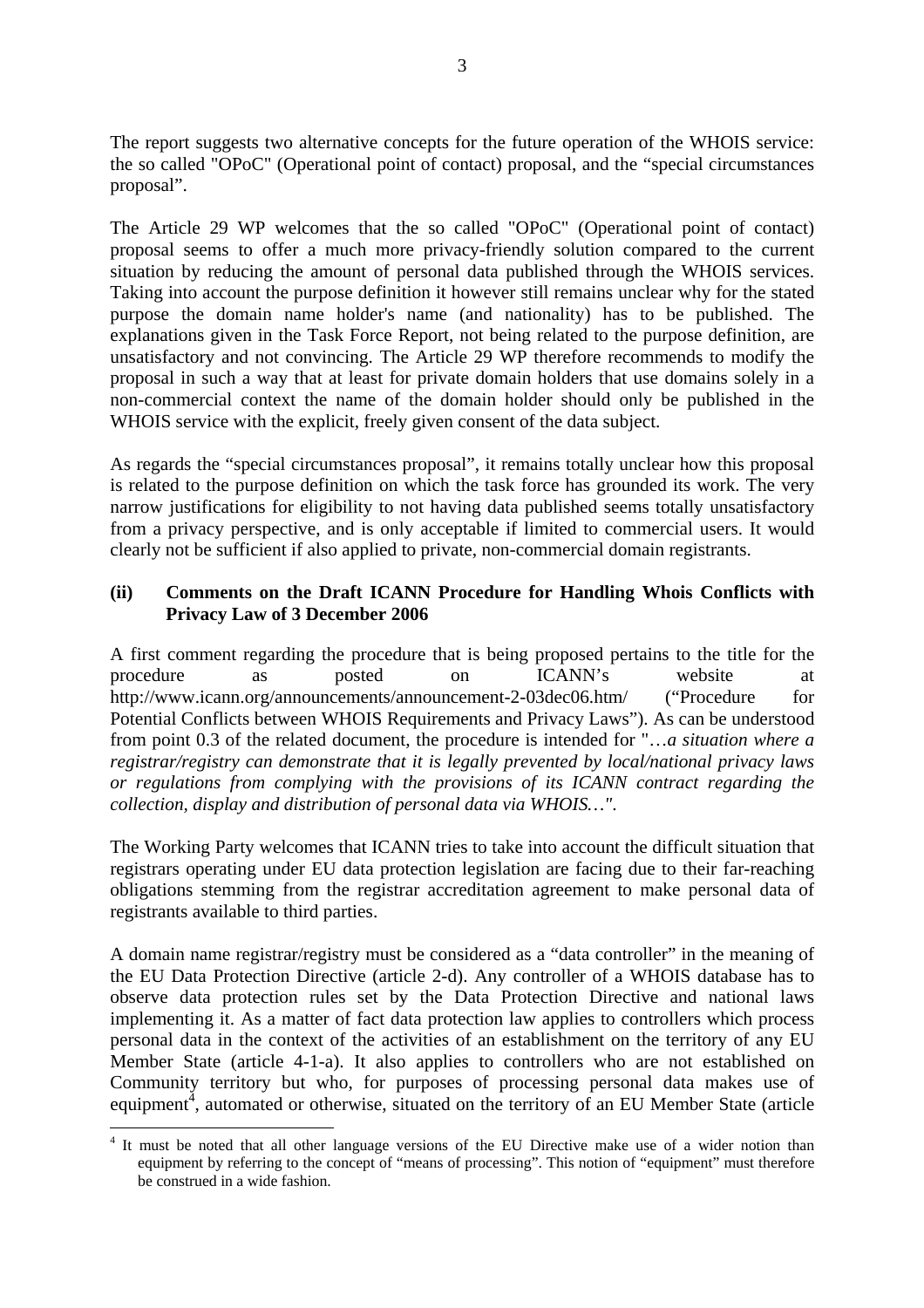The report suggests two alternative concepts for the future operation of the WHOIS service: the so called "OPoC" (Operational point of contact) proposal, and the "special circumstances proposal".

The Article 29 WP welcomes that the so called "OPoC" (Operational point of contact) proposal seems to offer a much more privacy-friendly solution compared to the current situation by reducing the amount of personal data published through the WHOIS services. Taking into account the purpose definition it however still remains unclear why for the stated purpose the domain name holder's name (and nationality) has to be published. The explanations given in the Task Force Report, not being related to the purpose definition, are unsatisfactory and not convincing. The Article 29 WP therefore recommends to modify the proposal in such a way that at least for private domain holders that use domains solely in a non-commercial context the name of the domain holder should only be published in the WHOIS service with the explicit, freely given consent of the data subject.

As regards the "special circumstances proposal", it remains totally unclear how this proposal is related to the purpose definition on which the task force has grounded its work. The very narrow justifications for eligibility to not having data published seems totally unsatisfactory from a privacy perspective, and is only acceptable if limited to commercial users. It would clearly not be sufficient if also applied to private, non-commercial domain registrants.

### (ii) Comments on the Draft ICANN Procedure for Handling Whois Conflicts with Privacy Law of 3 December 2006

A first comment regarding the procedure that is being proposed pertains to the title for the procedure as posted on ICANN's website at http://www.icann.org/announcements/announcement-2-03dec06.htm/ ("Procedure for Potential Conflicts between WHOIS Requirements and Privacy Laws"). As can be understood from point 0.3 of the related document, the procedure is intended for "*…a situation where a registrar/registry can demonstrate that it is legally prevented by local/national privacy laws or regulations from complying with the provisions of its ICANN contract regarding the collection, display and distribution of personal data via WHOIS…*".

The Working Party welcomes that ICANN tries to take into account the difficult situation that registrars operating under EU data protection legislation are facing due to their far-reaching obligations stemming from the registrar accreditation agreement to make personal data of registrants available to third parties.

A domain name registrar/registry must be considered as a "data controller" in the meaning of the EU Data Protection Directive (article 2-d). Any controller of a WHOIS database has to observe data protection rules set by the Data Protection Directive and national laws implementing it. As a matter of fact data protection law applies to controllers which process personal data in the context of the activities of an establishment on the territory of any EU Member State (article 4-1-a). It also applies to controllers who are not established on Community territory but who, for purposes of processing personal data makes use of equipment[4], automated or otherwise, situated on the territory of an EU Member State (article

[4] It must be noted that all other language versions of the EU Directive make use of a wider notion than equipment by referring to the concept of "means of processing". This notion of "equipment" must therefore be construed in a wide fashion.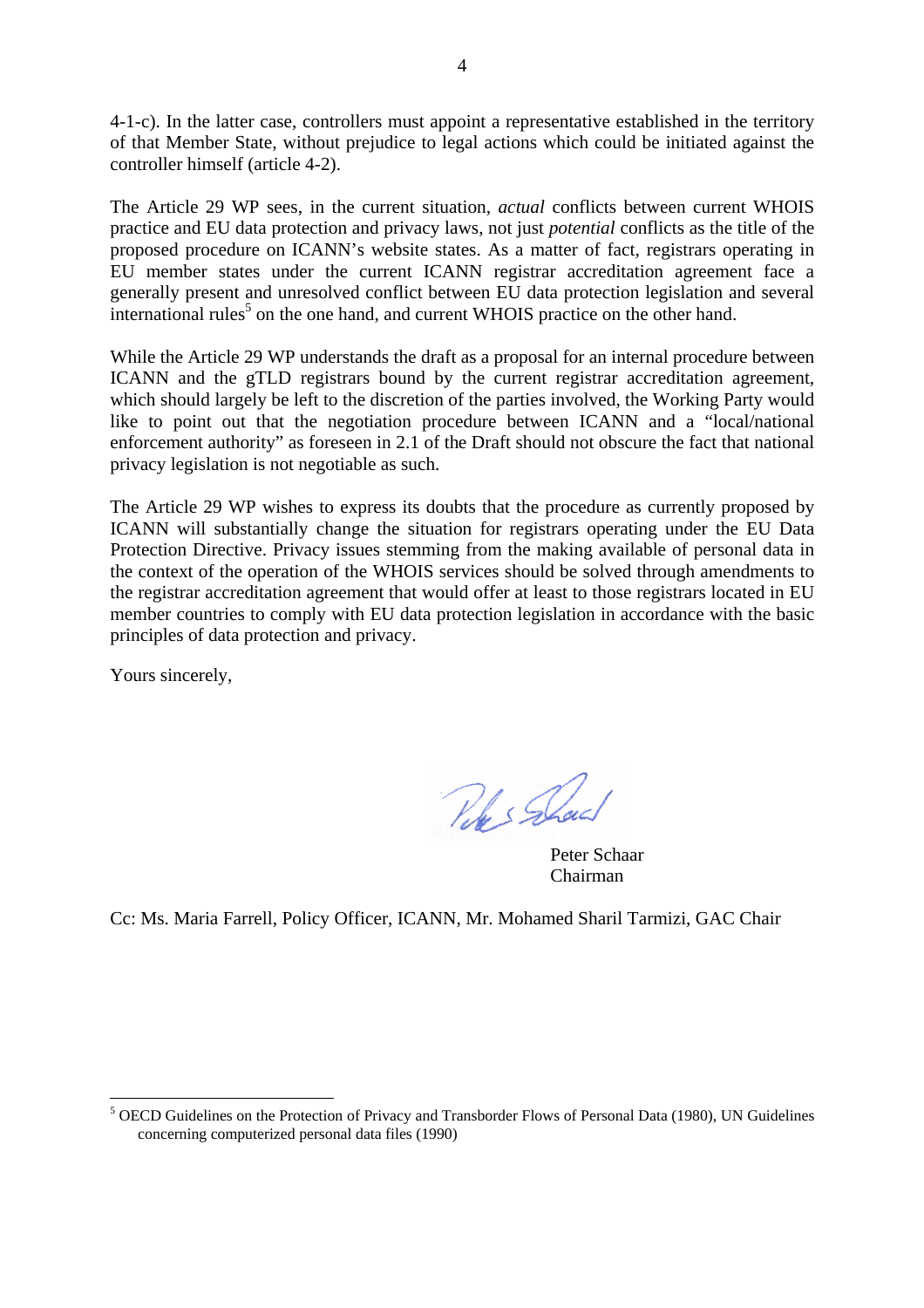4-1-c). In the latter case, controllers must appoint a representative established in the territory of that Member State, without prejudice to legal actions which could be initiated against the controller himself (article 4-2).

The Article 29 WP sees, in the current situation, *actual* conflicts between current WHOIS practice and EU data protection and privacy laws, not just *potential* conflicts as the title of the proposed procedure on ICANN's website states. As a matter of fact, registrars operating in EU member states under the current ICANN registrar accreditation agreement face a generally present and unresolved conflict between EU data protection legislation and several international rules[5] on the one hand, and current WHOIS practice on the other hand.

While the Article 29 WP understands the draft as a proposal for an internal procedure between ICANN and the gTLD registrars bound by the current registrar accreditation agreement, which should largely be left to the discretion of the parties involved, the Working Party would like to point out that the negotiation procedure between ICANN and a "local/national enforcement authority" as foreseen in 2.1 of the Draft should not obscure the fact that national privacy legislation is not negotiable as such.

The Article 29 WP wishes to express its doubts that the procedure as currently proposed by ICANN will substantially change the situation for registrars operating under the EU Data Protection Directive. Privacy issues stemming from the making available of personal data in the context of the operation of the WHOIS services should be solved through amendments to the registrar accreditation agreement that would offer at least to those registrars located in EU member countries to comply with EU data protection legislation in accordance with the basic principles of data protection and privacy.

Yours sincerely,

Peter Schaar
Chairman

Cc: Ms. Maria Farrell, Policy Officer, ICANN, Mr. Mohamed Sharil Tarmizi, GAC Chair

---

[5] OECD Guidelines on the Protection of Privacy and Transborder Flows of Personal Data (1980), UN Guidelines concerning computerized personal data files (1990)